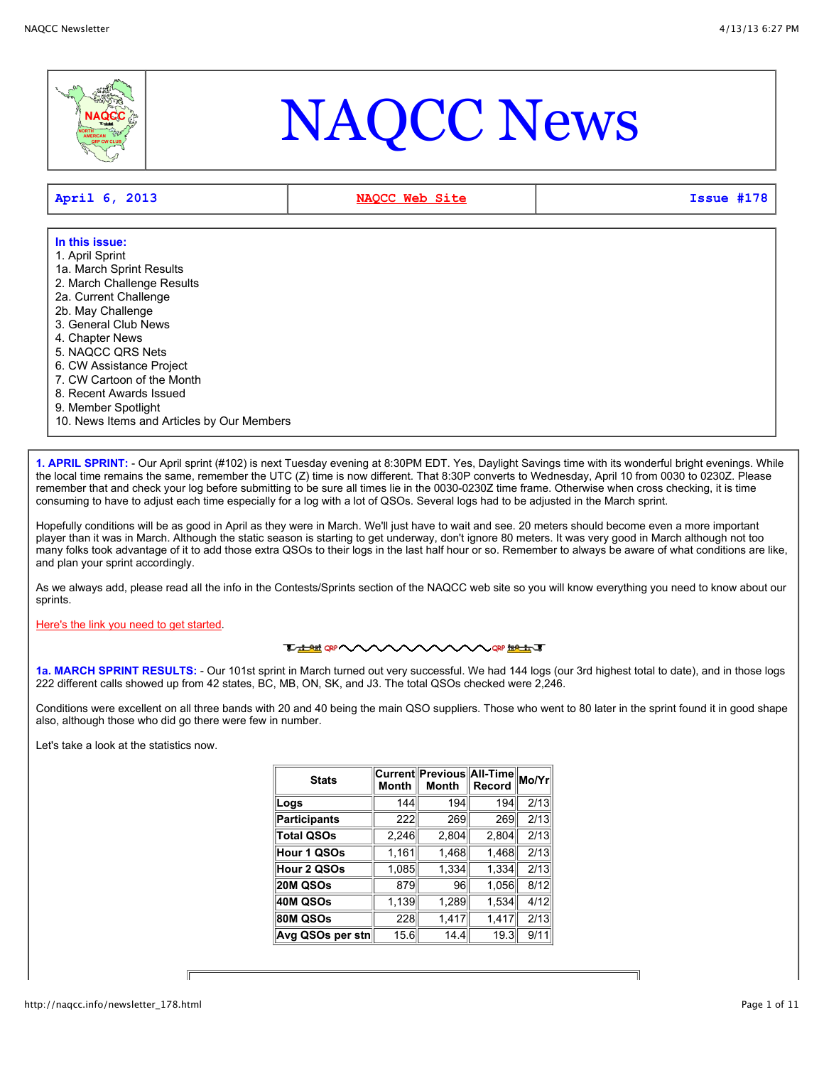# NAQCC News

| April 6, 2013 | NAQCC Web Site | Issue #178 |
|---|---|---|

**In this issue:**
1. April Sprint
1a. March Sprint Results
2. March Challenge Results
2a. Current Challenge
2b. May Challenge
3. General Club News
4. Chapter News
5. NAQCC QRS Nets
6. CW Assistance Project
7. CW Cartoon of the Month
8. Recent Awards Issued
9. Member Spotlight
10. News Items and Articles by Our Members

**1. APRIL SPRINT:** - Our April sprint (#102) is next Tuesday evening at 8:30PM EDT. Yes, Daylight Savings time with its wonderful bright evenings. While the local time remains the same, remember the UTC (Z) time is now different. That 8:30P converts to Wednesday, April 10 from 0030 to 0230Z. Please remember that and check your log before submitting to be sure all times lie in the 0030-0230Z time frame. Otherwise when cross checking, it is time consuming to have to adjust each time especially for a log with a lot of QSOs. Several logs had to be adjusted in the March sprint.

Hopefully conditions will be as good in April as they were in March. We'll just have to wait and see. 20 meters should become even a more important player than it was in March. Although the static season is starting to get underway, don't ignore 80 meters. It was very good in March although not too many folks took advantage of it to add those extra QSOs to their logs in the last half hour or so. Remember to always be aware of what conditions are like, and plan your sprint accordingly.

As we always add, please read all the info in the Contests/Sprints section of the NAQCC web site so you will know everything you need to know about our sprints.

Here's the link you need to get started.

**1a. MARCH SPRINT RESULTS:** - Our 101st sprint in March turned out very successful. We had 144 logs (our 3rd highest total to date), and in those logs 222 different calls showed up from 42 states, BC, MB, ON, SK, and J3. The total QSOs checked were 2,246.

Conditions were excellent on all three bands with 20 and 40 being the main QSO suppliers. Those who went to 80 later in the sprint found it in good shape also, although those who did go there were few in number.

Let's take a look at the statistics now.

| Stats | Current Month | Previous Month | All-Time Record | Mo/Yr |
|---|---|---|---|---|
| **Logs** | 144 | 194 | 194 | 2/13 |
| **Participants** | 222 | 269 | 269 | 2/13 |
| **Total QSOs** | 2,246 | 2,804 | 2,804 | 2/13 |
| **Hour 1 QSOs** | 1,161 | 1,468 | 1,468 | 2/13 |
| **Hour 2 QSOs** | 1,085 | 1,334 | 1,334 | 2/13 |
| **20M QSOs** | 879 | 96 | 1,056 | 8/12 |
| **40M QSOs** | 1,139 | 1,289 | 1,534 | 4/12 |
| **80M QSOs** | 228 | 1,417 | 1,417 | 2/13 |
| **Avg QSOs per stn** | 15.6 | 14.4 | 19.3 | 9/11 |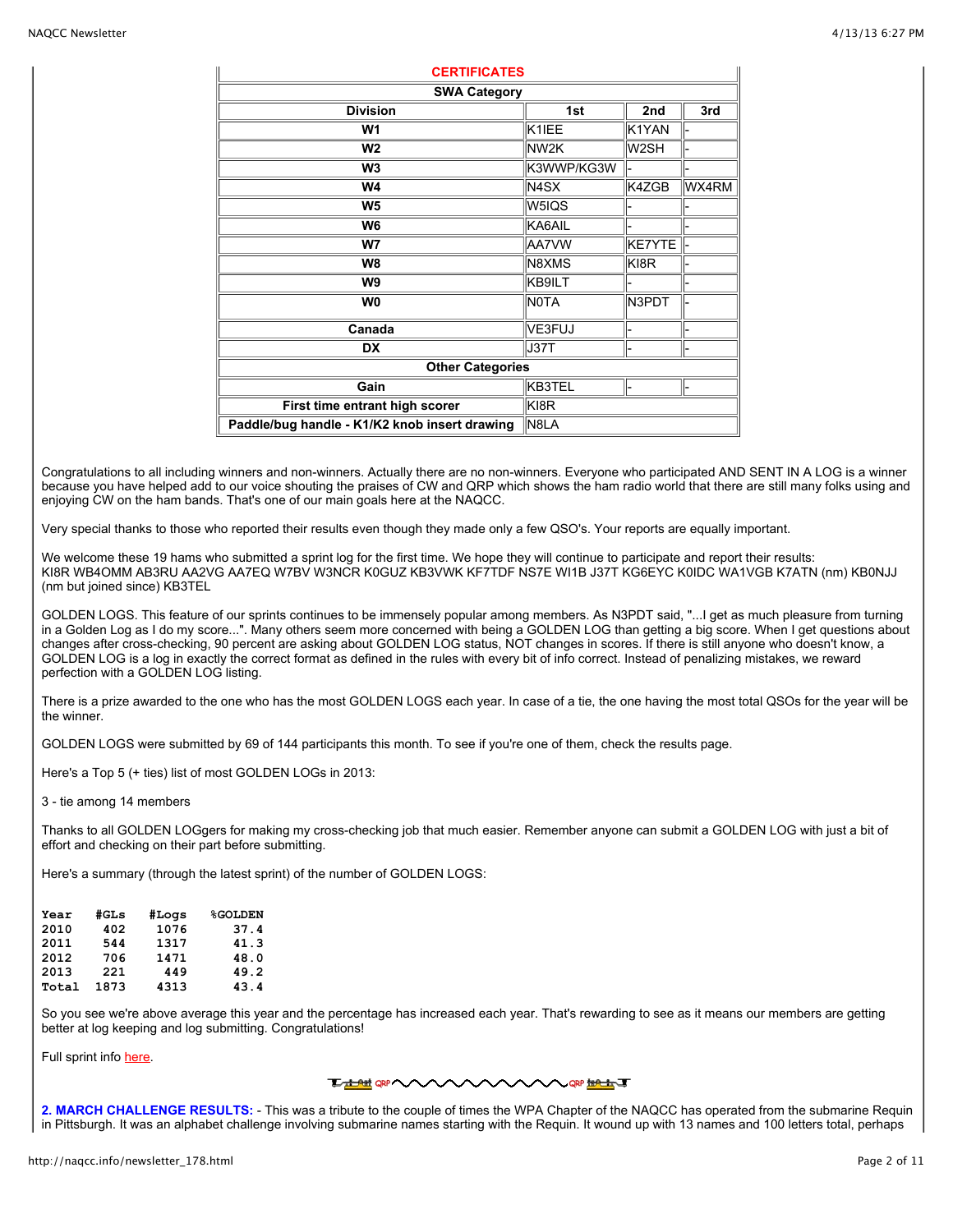| CERTIFICATES | | | |
|---|---|---|---|
| **SWA Category** | | | |
| **Division** | **1st** | **2nd** | **3rd** |
| **W1** | K1IEE | K1YAN | - |
| **W2** | NW2K | W2SH | - |
| **W3** | K3WWP/KG3W | - | - |
| **W4** | N4SX | K4ZGB | WX4RM |
| **W5** | W5IQS | - | - |
| **W6** | KA6AIL | - | - |
| **W7** | AA7VW | KE7YTE | - |
| **W8** | N8XMS | KI8R | - |
| **W9** | KB9ILT | - | - |
| **W0** | N0TA | N3PDT | - |
| **Canada** | VE3FUJ | - | - |
| **DX** | J37T | - | - |
| **Other Categories** | | | |
| **Gain** | KB3TEL | - | - |
| **First time entrant high scorer** | KI8R | | |
| **Paddle/bug handle - K1/K2 knob insert drawing** | N8LA | | |

Congratulations to all including winners and non-winners. Actually there are no non-winners. Everyone who participated AND SENT IN A LOG is a winner because you have helped add to our voice shouting the praises of CW and QRP which shows the ham radio world that there are still many folks using and enjoying CW on the ham bands. That's one of our main goals here at the NAQCC.

Very special thanks to those who reported their results even though they made only a few QSO's. Your reports are equally important.

We welcome these 19 hams who submitted a sprint log for the first time. We hope they will continue to participate and report their results:
KI8R WB4OMM AB3RU AA2VG AA7EQ W7BV W3NCR K0GUZ KB3VWK KF7TDF NS7E WI1B J37T KG6EYC K0IDC WA1VGB K7ATN (nm) KB0NJJ (nm but joined since) KB3TEL

GOLDEN LOGS. This feature of our sprints continues to be immensely popular among members. As N3PDT said, "...I get as much pleasure from turning in a Golden Log as I do my score...". Many others seem more concerned with being a GOLDEN LOG than getting a big score. When I get questions about changes after cross-checking, 90 percent are asking about GOLDEN LOG status, NOT changes in scores. If there is still anyone who doesn't know, a GOLDEN LOG is a log in exactly the correct format as defined in the rules with every bit of info correct. Instead of penalizing mistakes, we reward perfection with a GOLDEN LOG listing.

There is a prize awarded to the one who has the most GOLDEN LOGS each year. In case of a tie, the one having the most total QSOs for the year will be the winner.

GOLDEN LOGS were submitted by 69 of 144 participants this month. To see if you're one of them, check the results page.

Here's a Top 5 (+ ties) list of most GOLDEN LOGs in 2013:

3 - tie among 14 members

Thanks to all GOLDEN LOGgers for making my cross-checking job that much easier. Remember anyone can submit a GOLDEN LOG with just a bit of effort and checking on their part before submitting.

Here's a summary (through the latest sprint) of the number of GOLDEN LOGS:

```
Year   #GLs   #Logs   %GOLDEN
2010    402    1076      37.4
2011    544    1317      41.3
2012    706    1471      48.0
2013    221     449      49.2
Total  1873    4313      43.4
```

So you see we're above average this year and the percentage has increased each year. That's rewarding to see as it means our members are getting better at log keeping and log submitting. Congratulations!

Full sprint info here.

**2. MARCH CHALLENGE RESULTS:** - This was a tribute to the couple of times the WPA Chapter of the NAQCC has operated from the submarine Requin in Pittsburgh. It was an alphabet challenge involving submarine names starting with the Requin. It wound up with 13 names and 100 letters total, perhaps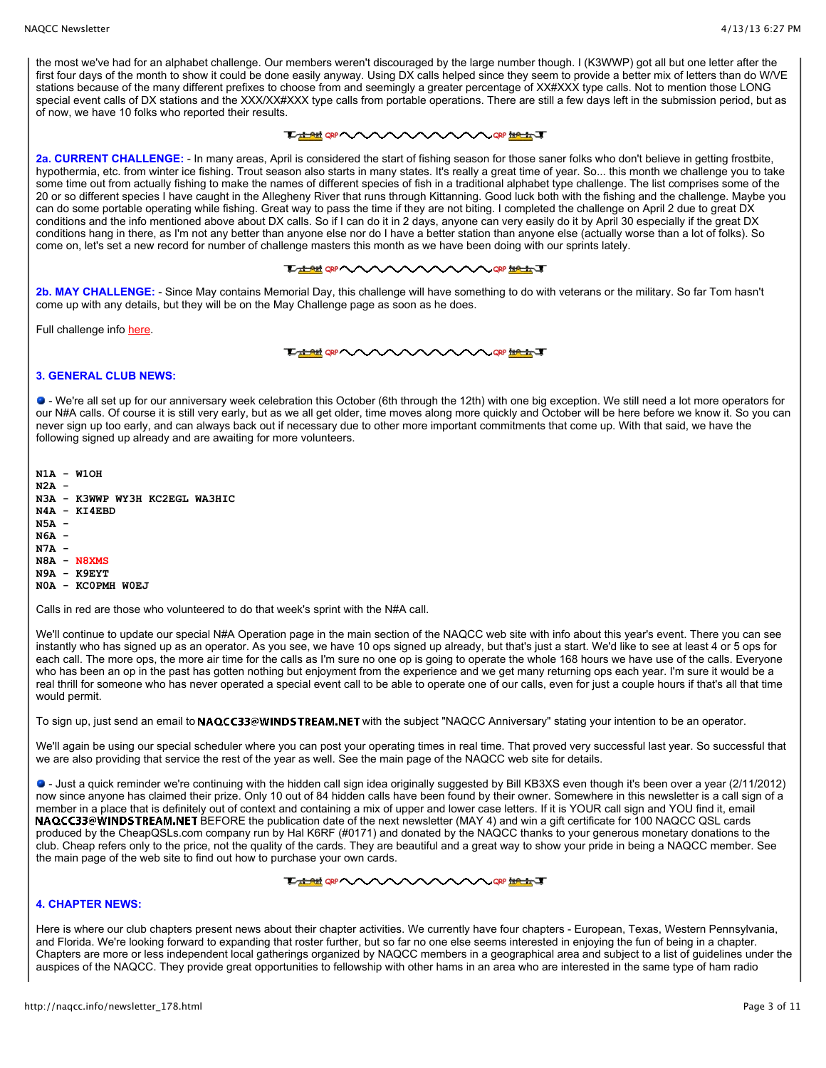the most we've had for an alphabet challenge. Our members weren't discouraged by the large number though. I (K3WWP) got all but one letter after the first four days of the month to show it could be done easily anyway. Using DX calls helped since they seem to provide a better mix of letters than do W/VE stations because of the many different prefixes to choose from and seemingly a greater percentage of XX#XXX type calls. Not to mention those LONG special event calls of DX stations and the XXX/XX#XXX type calls from portable operations. There are still a few days left in the submission period, but as of now, we have 10 folks who reported their results.

**2a. CURRENT CHALLENGE:** - In many areas, April is considered the start of fishing season for those saner folks who don't believe in getting frostbite, hypothermia, etc. from winter ice fishing. Trout season also starts in many states. It's really a great time of year. So... this month we challenge you to take some time out from actually fishing to make the names of different species of fish in a traditional alphabet type challenge. The list comprises some of the 20 or so different species I have caught in the Allegheny River that runs through Kittanning. Good luck both with the fishing and the challenge. Maybe you can do some portable operating while fishing. Great way to pass the time if they are not biting. I completed the challenge on April 2 due to great DX conditions and the info mentioned above about DX calls. So if I can do it in 2 days, anyone can very easily do it by April 30 especially if the great DX conditions hang in there, as I'm not any better than anyone else nor do I have a better station than anyone else (actually worse than a lot of folks). So come on, let's set a new record for number of challenge masters this month as we have been doing with our sprints lately.

**2b. MAY CHALLENGE:** - Since May contains Memorial Day, this challenge will have something to do with veterans or the military. So far Tom hasn't come up with any details, but they will be on the May Challenge page as soon as he does.

Full challenge info here.

### 3. GENERAL CLUB NEWS:

- We're all set up for our anniversary week celebration this October (6th through the 12th) with one big exception. We still need a lot more operators for our N#A calls. Of course it is still very early, but as we all get older, time moves along more quickly and October will be here before we know it. So you can never sign up too early, and can always back out if necessary due to other more important commitments that come up. With that said, we have the following signed up already and are awaiting for more volunteers.

```
N1A - W1OH
N2A -
N3A - K3WWP WY3H KC2EGL WA3HIC
N4A - KI4EBD
N5A -
N6A -
N7A -
N8A - N8XMS
N9A - K9EYT
N0A - KC0PMH W0EJ
```

Calls in red are those who volunteered to do that week's sprint with the N#A call.

We'll continue to update our special N#A Operation page in the main section of the NAQCC web site with info about this year's event. There you can see instantly who has signed up as an operator. As you see, we have 10 ops signed up already, but that's just a start. We'd like to see at least 4 or 5 ops for each call. The more ops, the more air time for the calls as I'm sure no one op is going to operate the whole 168 hours we have use of the calls. Everyone who has been an op in the past has gotten nothing but enjoyment from the experience and we get many returning ops each year. I'm sure it would be a real thrill for someone who has never operated a special event call to be able to operate one of our calls, even for just a couple hours if that's all that time would permit.

To sign up, just send an email to NAQCC33@WINDSTREAM.NET with the subject "NAQCC Anniversary" stating your intention to be an operator.

We'll again be using our special scheduler where you can post your operating times in real time. That proved very successful last year. So successful that we are also providing that service the rest of the year as well. See the main page of the NAQCC web site for details.

- Just a quick reminder we're continuing with the hidden call sign idea originally suggested by Bill KB3XS even though it's been over a year (2/11/2012) now since anyone has claimed their prize. Only 10 out of 84 hidden calls have been found by their owner. Somewhere in this newsletter is a call sign of a member in a place that is definitely out of context and containing a mix of upper and lower case letters. If it is YOUR call sign and YOU find it, email NAQCC33@WINDSTREAM.NET BEFORE the publication date of the next newsletter (MAY 4) and win a gift certificate for 100 NAQCC QSL cards produced by the CheapQSLs.com company run by Hal K6RF (#0171) and donated by the NAQCC thanks to your generous monetary donations to the club. Cheap refers only to the price, not the quality of the cards. They are beautiful and a great way to show your pride in being a NAQCC member. See the main page of the web site to find out how to purchase your own cards.

### 4. CHAPTER NEWS:

Here is where our club chapters present news about their chapter activities. We currently have four chapters - European, Texas, Western Pennsylvania, and Florida. We're looking forward to expanding that roster further, but so far no one else seems interested in enjoying the fun of being in a chapter. Chapters are more or less independent local gatherings organized by NAQCC members in a geographical area and subject to a list of guidelines under the auspices of the NAQCC. They provide great opportunities to fellowship with other hams in an area who are interested in the same type of ham radio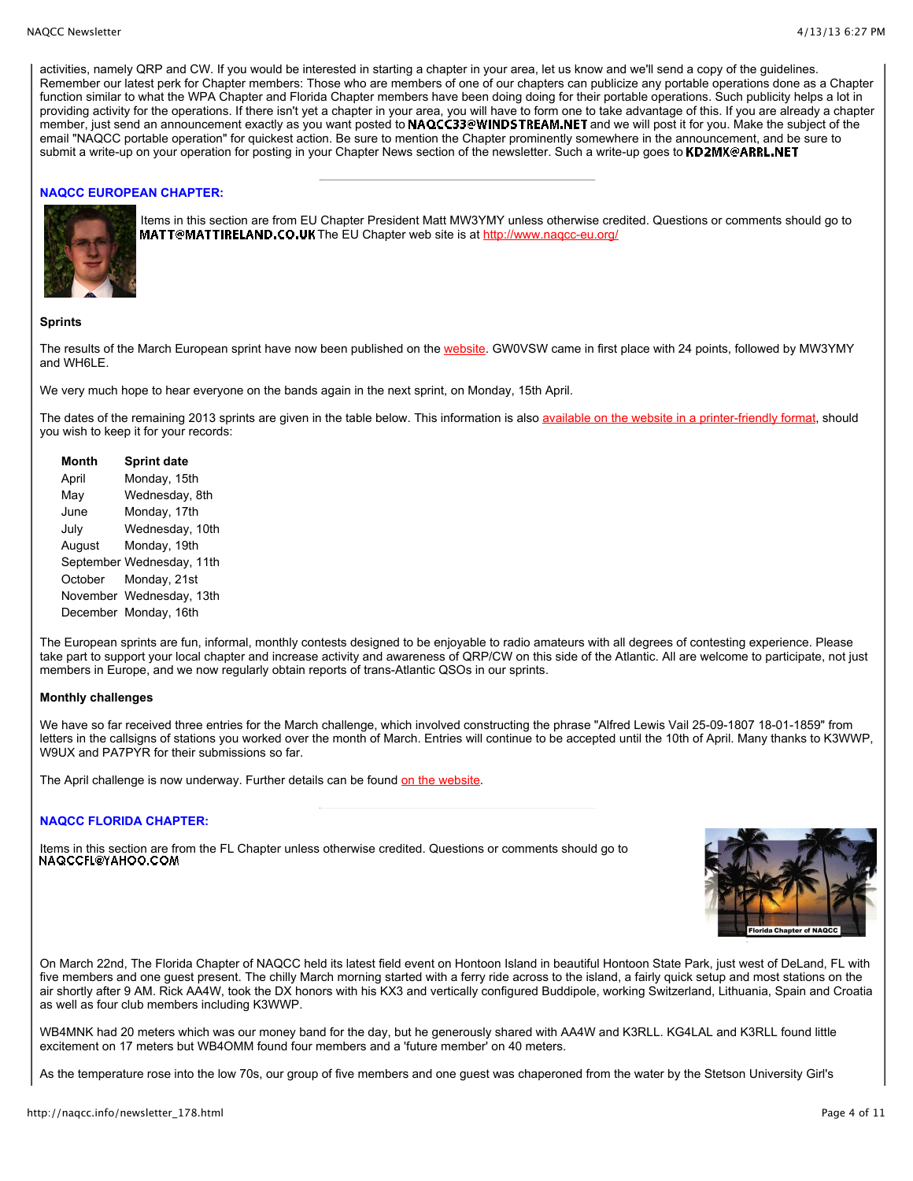activities, namely QRP and CW. If you would be interested in starting a chapter in your area, let us know and we'll send a copy of the guidelines. Remember our latest perk for Chapter members: Those who are members of one of our chapters can publicize any portable operations done as a Chapter function similar to what the WPA Chapter and Florida Chapter members have been doing for their portable operations. Such publicity helps a lot in providing activity for the operations. If there isn't yet a chapter in your area, you will have to form one to take advantage of this. If you are already a chapter member, just send an announcement exactly as you want posted to NAQCC33@WINDSTREAM.NET and we will post it for you. Make the subject of the email "NAQCC portable operation" for quickest action. Be sure to mention the Chapter prominently somewhere in the announcement, and be sure to submit a write-up on your operation for posting in your Chapter News section of the newsletter. Such a write-up goes to KD2MX@ARRL.NET

### NAQCC EUROPEAN CHAPTER:

Items in this section are from EU Chapter President Matt MW3YMY unless otherwise credited. Questions or comments should go to MATT@MATTIRELAND.CO.UK The EU Chapter web site is at http://www.naqcc-eu.org/

**Sprints**

The results of the March European sprint have now been published on the website. GW0VSW came in first place with 24 points, followed by MW3YMY and WH6LE.

We very much hope to hear everyone on the bands again in the next sprint, on Monday, 15th April.

The dates of the remaining 2013 sprints are given in the table below. This information is also available on the website in a printer-friendly format, should you wish to keep it for your records:

| Month | Sprint date |
|---|---|
| April | Monday, 15th |
| May | Wednesday, 8th |
| June | Monday, 17th |
| July | Wednesday, 10th |
| August | Monday, 19th |
| September | Wednesday, 11th |
| October | Monday, 21st |
| November | Wednesday, 13th |
| December | Monday, 16th |

The European sprints are fun, informal, monthly contests designed to be enjoyable to radio amateurs with all degrees of contesting experience. Please take part to support your local chapter and increase activity and awareness of QRP/CW on this side of the Atlantic. All are welcome to participate, not just members in Europe, and we now regularly obtain reports of trans-Atlantic QSOs in our sprints.

**Monthly challenges**

We have so far received three entries for the March challenge, which involved constructing the phrase "Alfred Lewis Vail 25-09-1807 18-01-1859" from letters in the callsigns of stations you worked over the month of March. Entries will continue to be accepted until the 10th of April. Many thanks to K3WWP, W9UX and PA7PYR for their submissions so far.

The April challenge is now underway. Further details can be found on the website.

### NAQCC FLORIDA CHAPTER:

Items in this section are from the FL Chapter unless otherwise credited. Questions or comments should go to NAQCCFL@YAHOO.COM

Florida Chapter of NAQCC

On March 22nd, The Florida Chapter of NAQCC held its latest field event on Hontoon Island in beautiful Hontoon State Park, just west of DeLand, FL with five members and one guest present. The chilly March morning started with a ferry ride across to the island, a fairly quick setup and most stations on the air shortly after 9 AM. Rick AA4W, took the DX honors with his KX3 and vertically configured Buddipole, working Switzerland, Lithuania, Spain and Croatia as well as four club members including K3WWP.

WB4MNK had 20 meters which was our money band for the day, but he generously shared with AA4W and K3RLL. KG4LAL and K3RLL found little excitement on 17 meters but WB4OMM found four members and a 'future member' on 40 meters.

As the temperature rose into the low 70s, our group of five members and one guest was chaperoned from the water by the Stetson University Girl's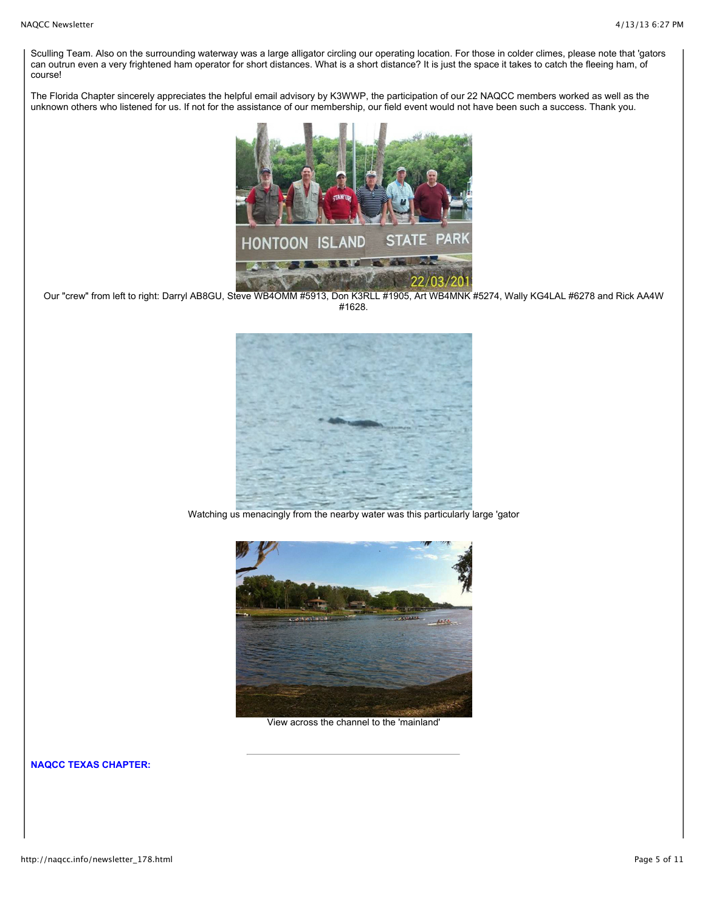Sculling Team. Also on the surrounding waterway was a large alligator circling our operating location. For those in colder climes, please note that 'gators can outrun even a very frightened ham operator for short distances. What is a short distance? It is just the space it takes to catch the fleeing ham, of course!

The Florida Chapter sincerely appreciates the helpful email advisory by K3WWP, the participation of our 22 NAQCC members worked as well as the unknown others who listened for us. If not for the assistance of our membership, our field event would not have been such a success. Thank you.

Our "crew" from left to right: Darryl AB8GU, Steve WB4OMM #5913, Don K3RLL #1905, Art WB4MNK #5274, Wally KG4LAL #6278 and Rick AA4W #1628.

Watching us menacingly from the nearby water was this particularly large 'gator

View across the channel to the 'mainland'

---

**NAQCC TEXAS CHAPTER:**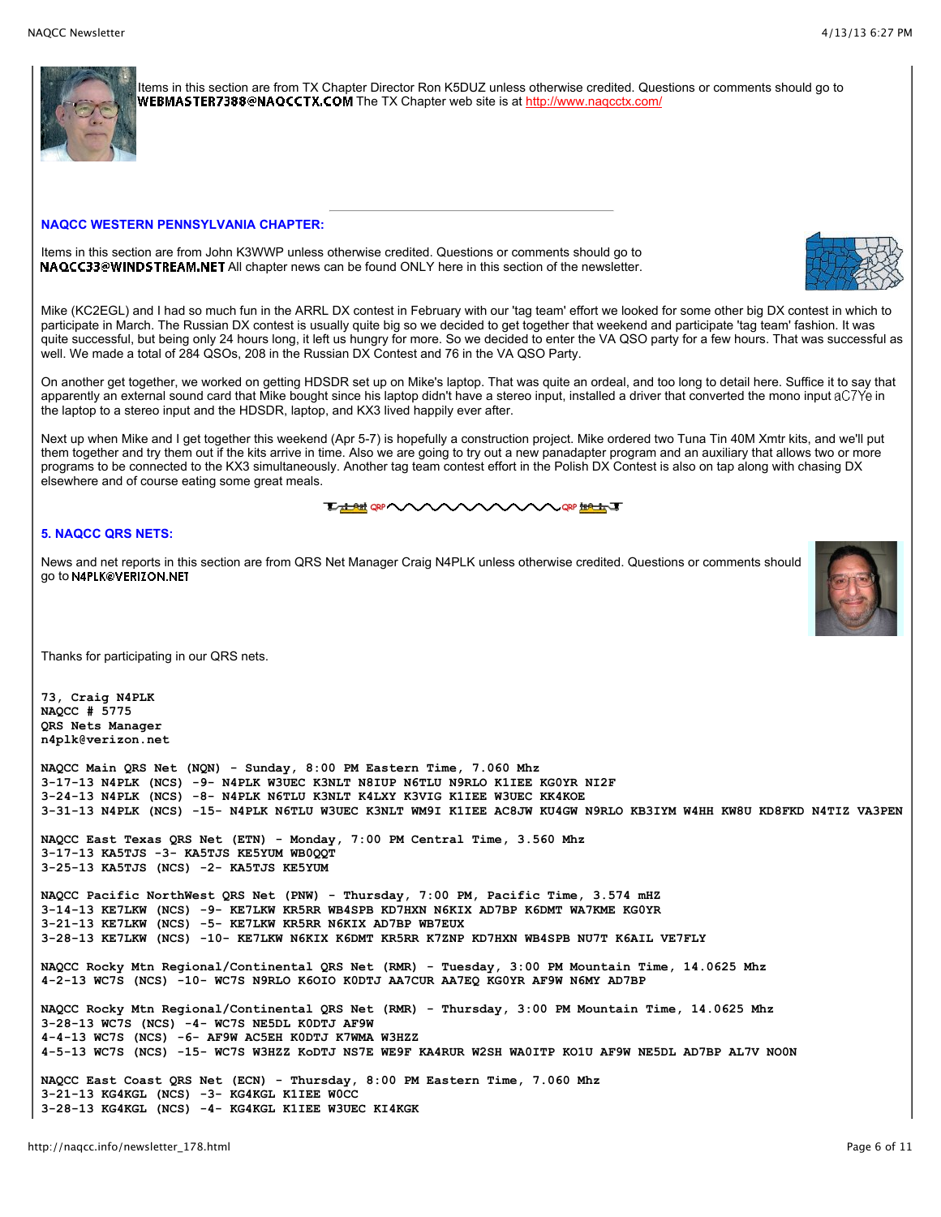Items in this section are from TX Chapter Director Ron K5DUZ unless otherwise credited. Questions or comments should go to WEBMASTER7388@NAQCCTX.COM The TX Chapter web site is at http://www.naqcctx.com/

---

### NAQCC WESTERN PENNSYLVANIA CHAPTER:

Items in this section are from John K3WWP unless otherwise credited. Questions or comments should go to NAQCC33@WINDSTREAM.NET All chapter news can be found ONLY here in this section of the newsletter.

Mike (KC2EGL) and I had so much fun in the ARRL DX contest in February with our 'tag team' effort we looked for some other big DX contest in which to participate in March. The Russian DX contest is usually quite big so we decided to get together that weekend and participate 'tag team' fashion. It was quite successful, but being only 24 hours long, it left us hungry for more. So we decided to enter the VA QSO party for a few hours. That was successful as well. We made a total of 284 QSOs, 208 in the Russian DX Contest and 76 in the VA QSO Party.

On another get together, we worked on getting HDSDR set up on Mike's laptop. That was quite an ordeal, and too long to detail here. Suffice it to say that apparently an external sound card that Mike bought since his laptop didn't have a stereo input, installed a driver that converted the mono input aC7Ye in the laptop to a stereo input and the HDSDR, laptop, and KX3 lived happily ever after.

Next up when Mike and I get together this weekend (Apr 5-7) is hopefully a construction project. Mike ordered two Tuna Tin 40M Xmtr kits, and we'll put them together and try them out if the kits arrive in time. Also we are going to try out a new panadapter program and an auxiliary that allows two or more programs to be connected to the KX3 simultaneously. Another tag team contest effort in the Polish DX Contest is also on tap along with chasing DX elsewhere and of course eating some great meals.

### 5. NAQCC QRS NETS:

News and net reports in this section are from QRS Net Manager Craig N4PLK unless otherwise credited. Questions or comments should go to N4PLK@VERIZON.NET

Thanks for participating in our QRS nets.

```
73, Craig N4PLK
NAQCC # 5775
QRS Nets Manager
n4plk@verizon.net

NAQCC Main QRS Net (NQN) - Sunday, 8:00 PM Eastern Time, 7.060 Mhz
3-17-13 N4PLK (NCS) -9- N4PLK W3UEC K3NLT N8IUP N6TLU N9RLO K1IEE KG0YR NI2F
3-24-13 N4PLK (NCS) -8- N4PLK N6TLU K3NLT K4LXY K3VIG K1IEE W3UEC KK4KOE
3-31-13 N4PLK (NCS) -15- N4PLK N6TLU W3UEC K3NLT WM9I K1IEE AC8JW KU4GW N9RLO KB3IYM W4HH KW8U KD8FKD N4TIZ VA3PEN

NAQCC East Texas QRS Net (ETN) - Monday, 7:00 PM Central Time, 3.560 Mhz
3-17-13 KA5TJS -3- KA5TJS KE5YUM WB0QQT
3-25-13 KA5TJS (NCS) -2- KA5TJS KE5YUM

NAQCC Pacific NorthWest QRS Net (PNW) - Thursday, 7:00 PM, Pacific Time, 3.574 mHZ
3-14-13 KE7LKW (NCS) -9- KE7LKW KR5RR WB4SPB KD7HXN N6KIX AD7BP K6DMT WA7KME KG0YR
3-21-13 KE7LKW (NCS) -5- KE7LKW KR5RR N6KIX AD7BP WB7EUX
3-28-13 KE7LKW (NCS) -10- KE7LKW N6KIX K6DMT KR5RR K7ZNP KD7HXN WB4SPB NU7T K6AIL VE7FLY

NAQCC Rocky Mtn Regional/Continental QRS Net (RMR) - Tuesday, 3:00 PM Mountain Time, 14.0625 Mhz
4-2-13 WC7S (NCS) -10- WC7S N9RLO K6OIO K0DTJ AA7CUR AA7EQ KG0YR AF9W N6MY AD7BP

NAQCC Rocky Mtn Regional/Continental QRS Net (RMR) - Thursday, 3:00 PM Mountain Time, 14.0625 Mhz
3-28-13 WC7S (NCS) -4- WC7S NE5DL K0DTJ AF9W
4-4-13 WC7S (NCS) -6- AF9W AC5EH K0DTJ K7WMA W3HZZ
4-5-13 WC7S (NCS) -15- WC7S W3HZZ KoDTJ NS7E WE9F KA4RUR W2SH WA0ITP KO1U AF9W NE5DL AD7BP AL7V NO0N

NAQCC East Coast QRS Net (ECN) - Thursday, 8:00 PM Eastern Time, 7.060 Mhz
3-21-13 KG4KGL (NCS) -3- KG4KGL K1IEE W0CC
3-28-13 KG4KGL (NCS) -4- KG4KGL K1IEE W3UEC KI4KGK
```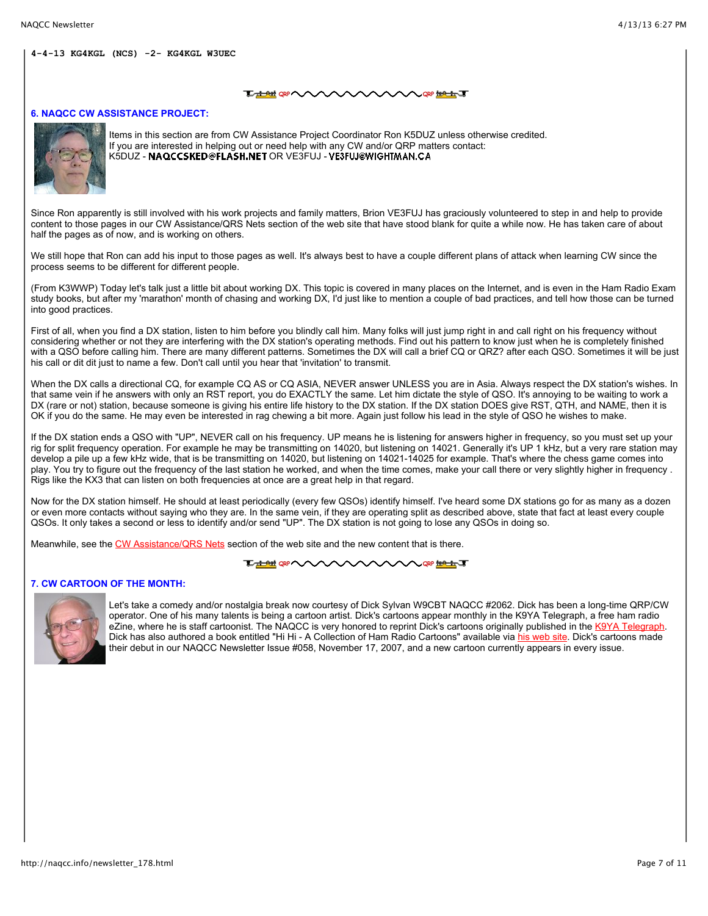```
4-4-13 KG4KGL (NCS) -2- KG4KGL W3UEC
```

### 6. NAQCC CW ASSISTANCE PROJECT:

Items in this section are from CW Assistance Project Coordinator Ron K5DUZ unless otherwise credited.
If you are interested in helping out or need help with any CW and/or QRP matters contact:
K5DUZ - NAQCCSKED@FLASH.NET OR VE3FUJ - VE3FUJ@WIGHTMAN.CA

Since Ron apparently is still involved with his work projects and family matters, Brion VE3FUJ has graciously volunteered to step in and help to provide content to those pages in our CW Assistance/QRS Nets section of the web site that have stood blank for quite a while now. He has taken care of about half the pages as of now, and is working on others.

We still hope that Ron can add his input to those pages as well. It's always best to have a couple different plans of attack when learning CW since the process seems to be different for different people.

(From K3WWP) Today let's talk just a little bit about working DX. This topic is covered in many places on the Internet, and is even in the Ham Radio Exam study books, but after my 'marathon' month of chasing and working DX, I'd just like to mention a couple of bad practices, and tell how those can be turned into good practices.

First of all, when you find a DX station, listen to him before you blindly call him. Many folks will just jump right in and call right on his frequency without considering whether or not they are interfering with the DX station's operating methods. Find out his pattern to know just when he is completely finished with a QSO before calling him. There are many different patterns. Sometimes the DX will call a brief CQ or QRZ? after each QSO. Sometimes it will be just his call or dit dit just to name a few. Don't call until you hear that 'invitation' to transmit.

When the DX calls a directional CQ, for example CQ AS or CQ ASIA, NEVER answer UNLESS you are in Asia. Always respect the DX station's wishes. In that same vein if he answers with only an RST report, you do EXACTLY the same. Let him dictate the style of QSO. It's annoying to be waiting to work a DX (rare or not) station, because someone is giving his entire life history to the DX station. If the DX station DOES give RST, QTH, and NAME, then it is OK if you do the same. He may even be interested in rag chewing a bit more. Again just follow his lead in the style of QSO he wishes to make.

If the DX station ends a QSO with "UP", NEVER call on his frequency. UP means he is listening for answers higher in frequency, so you must set up your rig for split frequency operation. For example he may be transmitting on 14020, but listening on 14021. Generally it's UP 1 kHz, but a very rare station may develop a pile up a few kHz wide, that is be transmitting on 14020, but listening on 14021-14025 for example. That's where the chess game comes into play. You try to figure out the frequency of the last station he worked, and when the time comes, make your call there or very slightly higher in frequency . Rigs like the KX3 that can listen on both frequencies at once are a great help in that regard.

Now for the DX station himself. He should at least periodically (every few QSOs) identify himself. I've heard some DX stations go for as many as a dozen or even more contacts without saying who they are. In the same vein, if they are operating split as described above, state that fact at least every couple QSOs. It only takes a second or less to identify and/or send "UP". The DX station is not going to lose any QSOs in doing so.

Meanwhile, see the CW Assistance/QRS Nets section of the web site and the new content that is there.

### 7. CW CARTOON OF THE MONTH:

Let's take a comedy and/or nostalgia break now courtesy of Dick Sylvan W9CBT NAQCC #2062. Dick has been a long-time QRP/CW operator. One of his many talents is being a cartoon artist. Dick's cartoons appear monthly in the K9YA Telegraph, a free ham radio eZine, where he is staff cartoonist. The NAQCC is very honored to reprint Dick's cartoons originally published in the K9YA Telegraph. Dick has also authored a book entitled "Hi Hi - A Collection of Ham Radio Cartoons" available via his web site. Dick's cartoons made their debut in our NAQCC Newsletter Issue #058, November 17, 2007, and a new cartoon currently appears in every issue.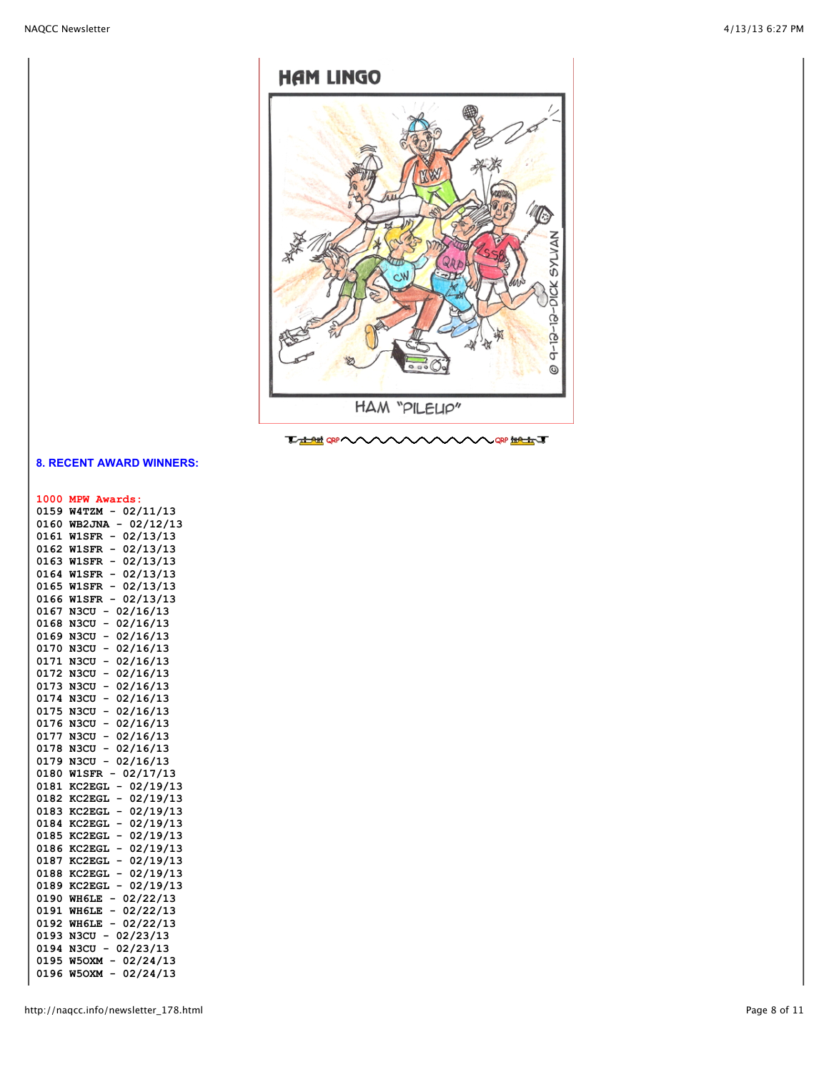HAM LINGO

HAM "PILEUP"

## 8. RECENT AWARD WINNERS:

**1000 MPW Awards:**

0159 W4TZM - 02/11/13
0160 WB2JNA - 02/12/13
0161 W1SFR - 02/13/13
0162 W1SFR - 02/13/13
0163 W1SFR - 02/13/13
0164 W1SFR - 02/13/13
0165 W1SFR - 02/13/13
0166 W1SFR - 02/13/13
0167 N3CU - 02/16/13
0168 N3CU - 02/16/13
0169 N3CU - 02/16/13
0170 N3CU - 02/16/13
0171 N3CU - 02/16/13
0172 N3CU - 02/16/13
0173 N3CU - 02/16/13
0174 N3CU - 02/16/13
0175 N3CU - 02/16/13
0176 N3CU - 02/16/13
0177 N3CU - 02/16/13
0178 N3CU - 02/16/13
0179 N3CU - 02/16/13
0180 W1SFR - 02/17/13
0181 KC2EGL - 02/19/13
0182 KC2EGL - 02/19/13
0183 KC2EGL - 02/19/13
0184 KC2EGL - 02/19/13
0185 KC2EGL - 02/19/13
0186 KC2EGL - 02/19/13
0187 KC2EGL - 02/19/13
0188 KC2EGL - 02/19/13
0189 KC2EGL - 02/19/13
0190 WH6LE - 02/22/13
0191 WH6LE - 02/22/13
0192 WH6LE - 02/22/13
0193 N3CU - 02/23/13
0194 N3CU - 02/23/13
0195 W5OXM - 02/24/13
0196 W5OXM - 02/24/13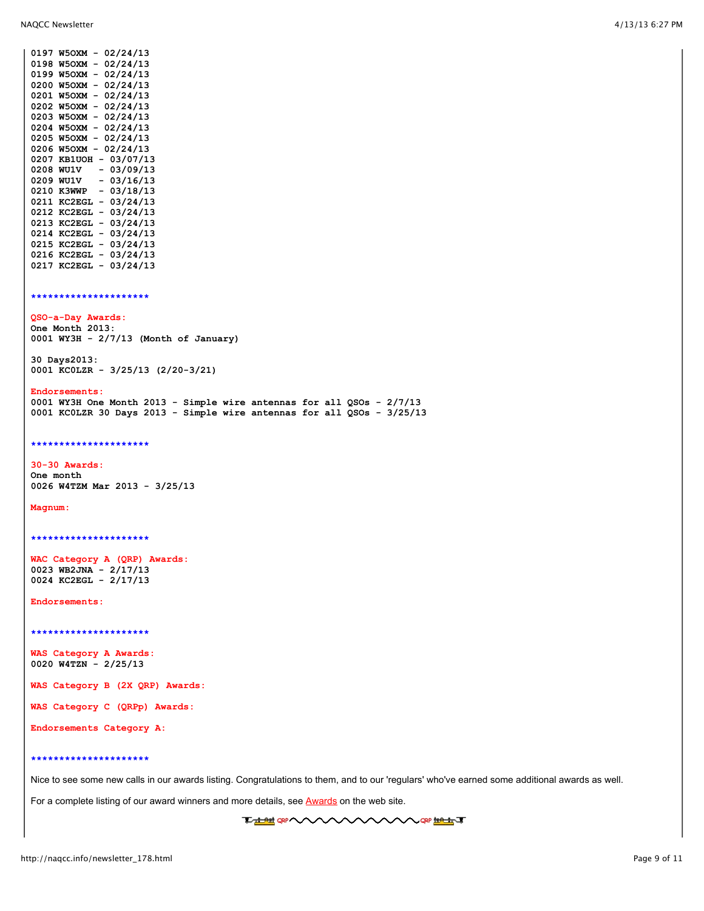0197 W5OXM - 02/24/13
0198 W5OXM - 02/24/13
0199 W5OXM - 02/24/13
0200 W5OXM - 02/24/13
0201 W5OXM - 02/24/13
0202 W5OXM - 02/24/13
0203 W5OXM - 02/24/13
0204 W5OXM - 02/24/13
0205 W5OXM - 02/24/13
0206 W5OXM - 02/24/13
0207 KB1UOH - 03/07/13
0208 WU1V - 03/09/13
0209 WU1V - 03/16/13
0210 K3WWP - 03/18/13
0211 KC2EGL - 03/24/13
0212 KC2EGL - 03/24/13
0213 KC2EGL - 03/24/13
0214 KC2EGL - 03/24/13
0215 KC2EGL - 03/24/13
0216 KC2EGL - 03/24/13
0217 KC2EGL - 03/24/13

*********************

**QSO-a-Day Awards:**

One Month 2013:
0001 WY3H - 2/7/13 (Month of January)

30 Days2013:
0001 KC0LZR - 3/25/13 (2/20-3/21)

**Endorsements:**

0001 WY3H One Month 2013 - Simple wire antennas for all QSOs - 2/7/13
0001 KC0LZR 30 Days 2013 - Simple wire antennas for all QSOs - 3/25/13

*********************

**30-30 Awards:**

One month
0026 W4TZM Mar 2013 - 3/25/13

**Magnum:**

*********************

**WAC Category A (QRP) Awards:**

0023 WB2JNA - 2/17/13
0024 KC2EGL - 2/17/13

**Endorsements:**

*********************

**WAS Category A Awards:**

0020 W4TZN - 2/25/13

**WAS Category B (2X QRP) Awards:**

**WAS Category C (QRPp) Awards:**

**Endorsements Category A:**

*********************

Nice to see some new calls in our awards listing. Congratulations to them, and to our 'regulars' who've earned some additional awards as well.

For a complete listing of our award winners and more details, see Awards on the web site.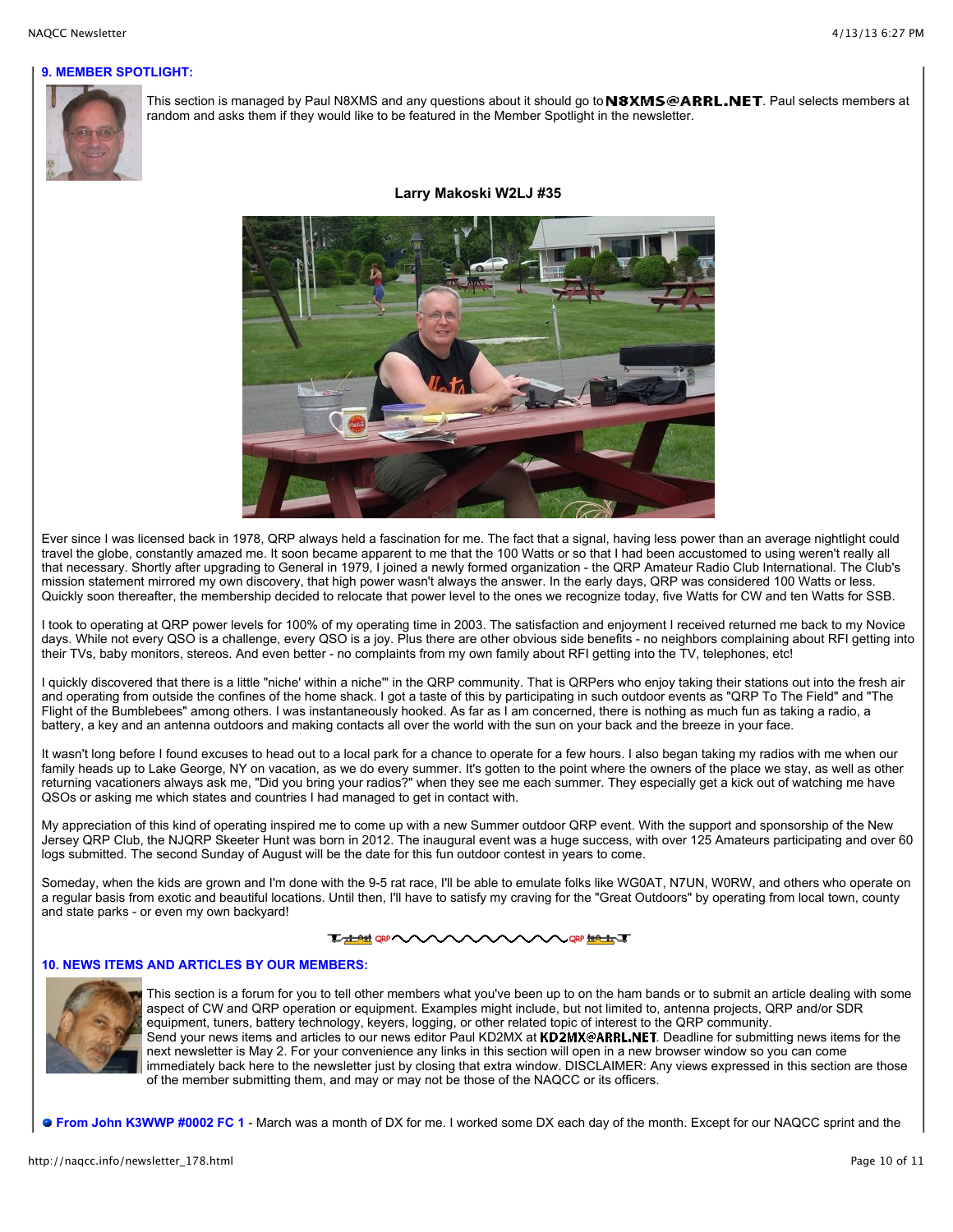## 9. MEMBER SPOTLIGHT:

This section is managed by Paul N8XMS and any questions about it should go to **N8XMS@ARRL.NET**. Paul selects members at random and asks them if they would like to be featured in the Member Spotlight in the newsletter.

**Larry Makoski W2LJ #35**

Ever since I was licensed back in 1978, QRP always held a fascination for me. The fact that a signal, having less power than an average nightlight could travel the globe, constantly amazed me. It soon became apparent to me that the 100 Watts or so that I had been accustomed to using weren't really all that necessary. Shortly after upgrading to General in 1979, I joined a newly formed organization - the QRP Amateur Radio Club International. The Club's mission statement mirrored my own discovery, that high power wasn't always the answer. In the early days, QRP was considered 100 Watts or less. Quickly soon thereafter, the membership decided to relocate that power level to the ones we recognize today, five Watts for CW and ten Watts for SSB.

I took to operating at QRP power levels for 100% of my operating time in 2003. The satisfaction and enjoyment I received returned me back to my Novice days. While not every QSO is a challenge, every QSO is a joy. Plus there are other obvious side benefits - no neighbors complaining about RFI getting into their TVs, baby monitors, stereos. And even better - no complaints from my own family about RFI getting into the TV, telephones, etc!

I quickly discovered that there is a little "niche' within a niche'" in the QRP community. That is QRPers who enjoy taking their stations out into the fresh air and operating from outside the confines of the home shack. I got a taste of this by participating in such outdoor events as "QRP To The Field" and "The Flight of the Bumblebees" among others. I was instantaneously hooked. As far as I am concerned, there is nothing as much fun as taking a radio, a battery, a key and an antenna outdoors and making contacts all over the world with the sun on your back and the breeze in your face.

It wasn't long before I found excuses to head out to a local park for a chance to operate for a few hours. I also began taking my radios with me when our family heads up to Lake George, NY on vacation, as we do every summer. It's gotten to the point where the owners of the place we stay, as well as other returning vacationers always ask me, "Did you bring your radios?" when they see me each summer. They especially get a kick out of watching me have QSOs or asking me which states and countries I had managed to get in contact with.

My appreciation of this kind of operating inspired me to come up with a new Summer outdoor QRP event. With the support and sponsorship of the New Jersey QRP Club, the NJQRP Skeeter Hunt was born in 2012. The inaugural event was a huge success, with over 125 Amateurs participating and over 60 logs submitted. The second Sunday of August will be the date for this fun outdoor contest in years to come.

Someday, when the kids are grown and I'm done with the 9-5 rat race, I'll be able to emulate folks like WG0AT, N7UN, W0RW, and others who operate on a regular basis from exotic and beautiful locations. Until then, I'll have to satisfy my craving for the "Great Outdoors" by operating from local town, county and state parks - or even my own backyard!

## 10. NEWS ITEMS AND ARTICLES BY OUR MEMBERS:

This section is a forum for you to tell other members what you've been up to on the ham bands or to submit an article dealing with some aspect of CW and QRP operation or equipment. Examples might include, but not limited to, antenna projects, QRP and/or SDR equipment, tuners, battery technology, keyers, logging, or other related topic of interest to the QRP community.
Send your news items and articles to our news editor Paul KD2MX at **KD2MX@ARRL.NET**. Deadline for submitting news items for the next newsletter is May 2. For your convenience any links in this section will open in a new browser window so you can come immediately back here to the newsletter just by closing that extra window. DISCLAIMER: Any views expressed in this section are those of the member submitting them, and may or may not be those of the NAQCC or its officers.

- **From John K3WWP #0002 FC 1** - March was a month of DX for me. I worked some DX each day of the month. Except for our NAQCC sprint and the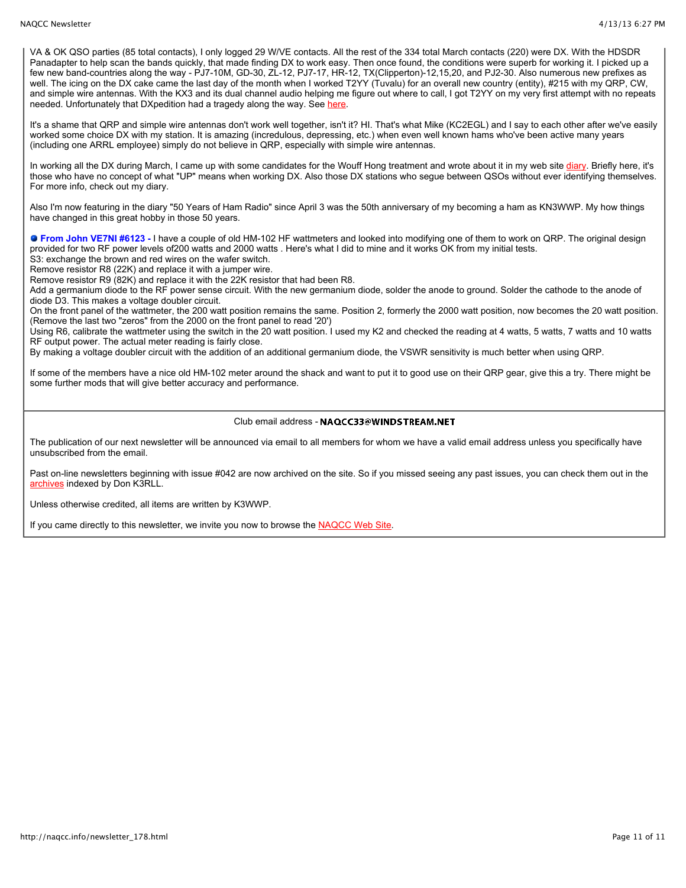VA & OK QSO parties (85 total contacts), I only logged 29 W/VE contacts. All the rest of the 334 total March contacts (220) were DX. With the HDSDR Panadapter to help scan the bands quickly, that made finding DX to work easy. Then once found, the conditions were superb for working it. I picked up a few new band-countries along the way - PJ7-10M, GD-30, ZL-12, PJ7-17, HR-12, TX(Clipperton)-12,15,20, and PJ2-30. Also numerous new prefixes as well. The icing on the DX cake came the last day of the month when I worked T2YY (Tuvalu) for an overall new country (entity), #215 with my QRP, CW, and simple wire antennas. With the KX3 and its dual channel audio helping me figure out where to call, I got T2YY on my very first attempt with no repeats needed. Unfortunately that DXpedition had a tragedy along the way. See here.

It's a shame that QRP and simple wire antennas don't work well together, isn't it? HI. That's what Mike (KC2EGL) and I say to each other after we've easily worked some choice DX with my station. It is amazing (incredulous, depressing, etc.) when even well known hams who've been active many years (including one ARRL employee) simply do not believe in QRP, especially with simple wire antennas.

In working all the DX during March, I came up with some candidates for the Wouff Hong treatment and wrote about it in my web site diary. Briefly here, it's those who have no concept of what "UP" means when working DX. Also those DX stations who segue between QSOs without ever identifying themselves. For more info, check out my diary.

Also I'm now featuring in the diary "50 Years of Ham Radio" since April 3 was the 50th anniversary of my becoming a ham as KN3WWP. My how things have changed in this great hobby in those 50 years.

- **From John VE7NI #6123 -** I have a couple of old HM-102 HF wattmeters and looked into modifying one of them to work on QRP. The original design provided for two RF power levels of200 watts and 2000 watts . Here's what I did to mine and it works OK from my initial tests.

S3: exchange the brown and red wires on the wafer switch.
Remove resistor R8 (22K) and replace it with a jumper wire.
Remove resistor R9 (82K) and replace it with the 22K resistor that had been R8.
Add a germanium diode to the RF power sense circuit. With the new germanium diode, solder the anode to ground. Solder the cathode to the anode of diode D3. This makes a voltage doubler circuit.
On the front panel of the wattmeter, the 200 watt position remains the same. Position 2, formerly the 2000 watt position, now becomes the 20 watt position. (Remove the last two "zeros" from the 2000 on the front panel to read '20')
Using R6, calibrate the wattmeter using the switch in the 20 watt position. I used my K2 and checked the reading at 4 watts, 5 watts, 7 watts and 10 watts RF output power. The actual meter reading is fairly close.
By making a voltage doubler circuit with the addition of an additional germanium diode, the VSWR sensitivity is much better when using QRP.

If some of the members have a nice old HM-102 meter around the shack and want to put it to good use on their QRP gear, give this a try. There might be some further mods that will give better accuracy and performance.

---

Club email address - **NAQCC33@WINDSTREAM.NET**

The publication of our next newsletter will be announced via email to all members for whom we have a valid email address unless you specifically have unsubscribed from the email.

Past on-line newsletters beginning with issue #042 are now archived on the site. So if you missed seeing any past issues, you can check them out in the archives indexed by Don K3RLL.

Unless otherwise credited, all items are written by K3WWP.

If you came directly to this newsletter, we invite you now to browse the NAQCC Web Site.